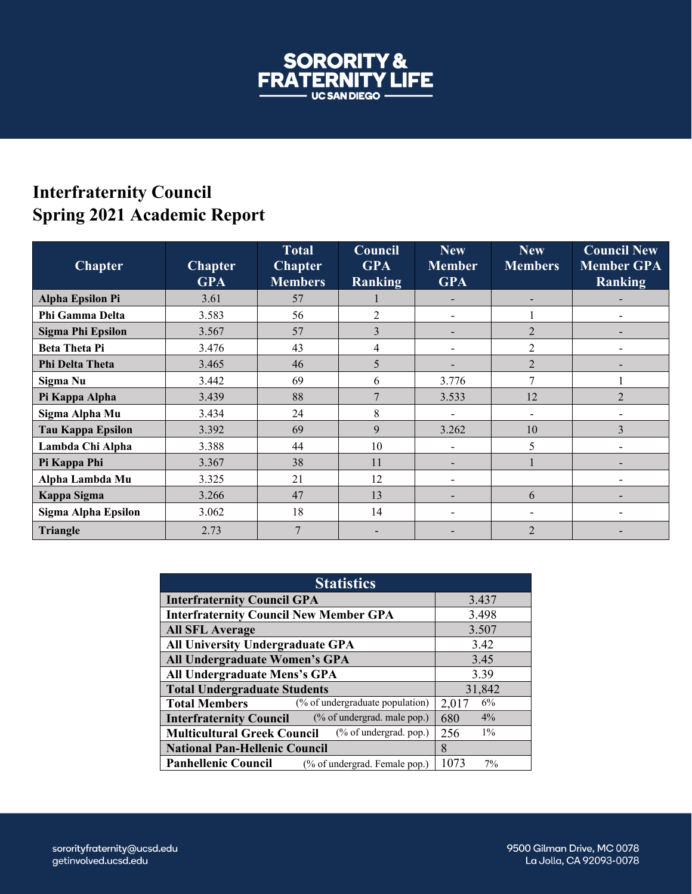SORORITY & FRATERNITY LIFE
UC SAN DIEGO

## Interfraternity Council
## Spring 2021 Academic Report

| Chapter | Chapter GPA | Total Chapter Members | Council GPA Ranking | New Member GPA | New Members | Council New Member GPA Ranking |
|---|---|---|---|---|---|---|
| **Alpha Epsilon Pi** | 3.61 | 57 | 1 | - | - | - |
| **Phi Gamma Delta** | 3.583 | 56 | 2 | - | 1 | - |
| **Sigma Phi Epsilon** | 3.567 | 57 | 3 | - | 2 | - |
| **Beta Theta Pi** | 3.476 | 43 | 4 | - | 2 | - |
| **Phi Delta Theta** | 3.465 | 46 | 5 | - | 2 | - |
| **Sigma Nu** | 3.442 | 69 | 6 | 3.776 | 7 | 1 |
| **Pi Kappa Alpha** | 3.439 | 88 | 7 | 3.533 | 12 | 2 |
| **Sigma Alpha Mu** | 3.434 | 24 | 8 | - | - | - |
| **Tau Kappa Epsilon** | 3.392 | 69 | 9 | 3.262 | 10 | 3 |
| **Lambda Chi Alpha** | 3.388 | 44 | 10 | - | 5 | - |
| **Pi Kappa Phi** | 3.367 | 38 | 11 | - | 1 | - |
| **Alpha Lambda Mu** | 3.325 | 21 | 12 | - | | - |
| **Kappa Sigma** | 3.266 | 47 | 13 | - | 6 | - |
| **Sigma Alpha Epsilon** | 3.062 | 18 | 14 | - | - | - |
| **Triangle** | 2.73 | 7 | - | - | 2 | - |

| Statistics | | |
|---|---|---|
| **Interfraternity Council GPA** | 3.437 | |
| **Interfraternity Council New Member GPA** | 3.498 | |
| **All SFL Average** | 3.507 | |
| **All University Undergraduate GPA** | 3.42 | |
| **All Undergraduate Women's GPA** | 3.45 | |
| **All Undergraduate Mens's GPA** | 3.39 | |
| **Total Undergraduate Students** | 31,842 | |
| **Total Members** (% of undergraduate population) | 2,017 | 6% |
| **Interfraternity Council** (% of undergrad. male pop.) | 680 | 4% |
| **Multicultural Greek Council** (% of undergrad. pop.) | 256 | 1% |
| **National Pan-Hellenic Council** | 8 | |
| **Panhellenic Council** (% of undergrad. Female pop.) | 1073 | 7% |

sororityfraternity@ucsd.edu
getinvolved.ucsd.edu

9500 Gilman Drive, MC 0078
La Jolla, CA 92093-0078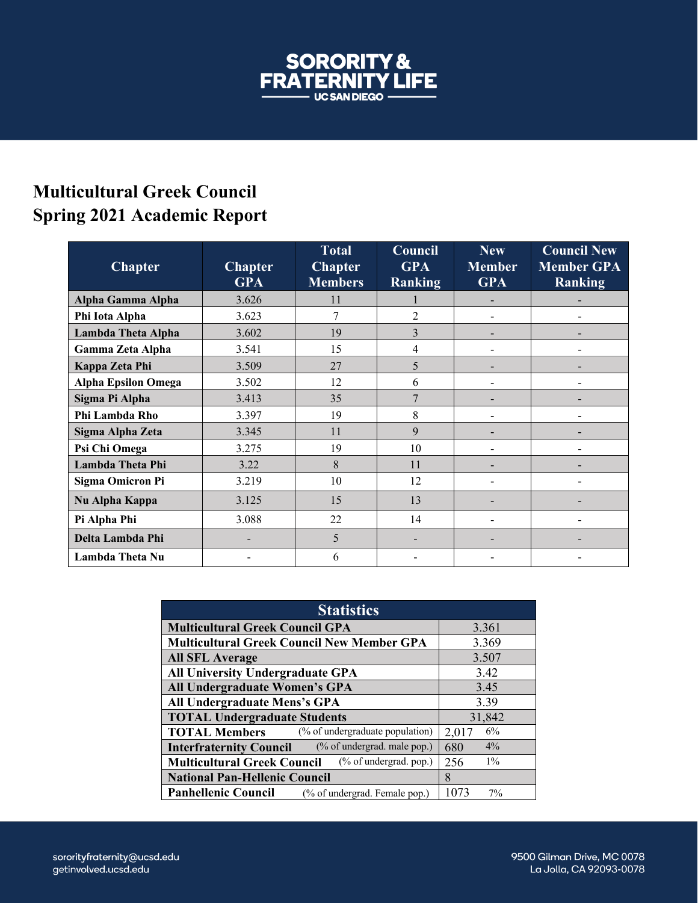# SORORITY & FRATERNITY LIFE
UC SAN DIEGO

## Multicultural Greek Council
## Spring 2021 Academic Report

| Chapter | Chapter GPA | Total Chapter Members | Council GPA Ranking | New Member GPA | Council New Member GPA Ranking |
|---|---|---|---|---|---|
| **Alpha Gamma Alpha** | 3.626 | 11 | 1 | - | - |
| **Phi Iota Alpha** | 3.623 | 7 | 2 | - | - |
| **Lambda Theta Alpha** | 3.602 | 19 | 3 | - | - |
| **Gamma Zeta Alpha** | 3.541 | 15 | 4 | - | - |
| **Kappa Zeta Phi** | 3.509 | 27 | 5 | - | - |
| **Alpha Epsilon Omega** | 3.502 | 12 | 6 | - | - |
| **Sigma Pi Alpha** | 3.413 | 35 | 7 | - | - |
| **Phi Lambda Rho** | 3.397 | 19 | 8 | - | - |
| **Sigma Alpha Zeta** | 3.345 | 11 | 9 | - | - |
| **Psi Chi Omega** | 3.275 | 19 | 10 | - | - |
| **Lambda Theta Phi** | 3.22 | 8 | 11 | - | - |
| **Sigma Omicron Pi** | 3.219 | 10 | 12 | - | - |
| **Nu Alpha Kappa** | 3.125 | 15 | 13 | - | - |
| **Pi Alpha Phi** | 3.088 | 22 | 14 | - | - |
| **Delta Lambda Phi** | - | 5 | - | - | - |
| **Lambda Theta Nu** | - | 6 | - | - | - |

| Statistics | | |
|---|---|---|
| **Multicultural Greek Council GPA** | 3.361 | |
| **Multicultural Greek Council New Member GPA** | 3.369 | |
| **All SFL Average** | 3.507 | |
| **All University Undergraduate GPA** | 3.42 | |
| **All Undergraduate Women's GPA** | 3.45 | |
| **All Undergraduate Mens's GPA** | 3.39 | |
| **TOTAL Undergraduate Students** | 31,842 | |
| **TOTAL Members** (% of undergraduate population) | 2,017 | 6% |
| **Interfraternity Council** (% of undergrad. male pop.) | 680 | 4% |
| **Multicultural Greek Council** (% of undergrad. pop.) | 256 | 1% |
| **National Pan-Hellenic Council** | 8 | |
| **Panhellenic Council** (% of undergrad. Female pop.) | 1073 | 7% |

sororityfraternity@ucsd.edu
getinvolved.ucsd.edu

9500 Gilman Drive, MC 0078
La Jolla, CA 92093-0078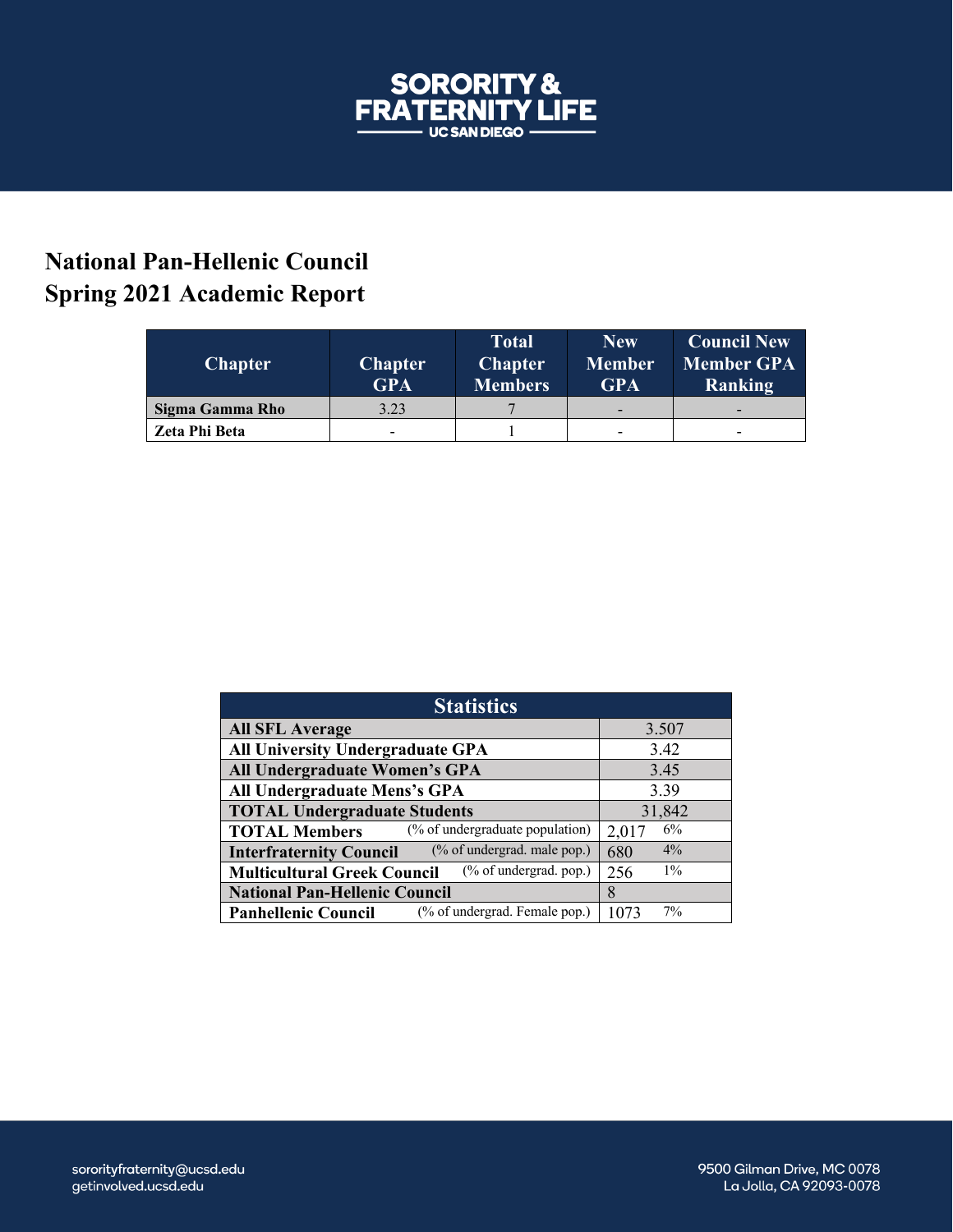# National Pan-Hellenic Council
# Spring 2021 Academic Report

| Chapter | Chapter GPA | Total Chapter Members | New Member GPA | Council New Member GPA Ranking |
|---|---|---|---|---|
| **Sigma Gamma Rho** | 3.23 | 7 | - | - |
| **Zeta Phi Beta** | - | 1 | - | - |

| Statistics | | |
|---|---|---|
| **All SFL Average** | 3.507 | |
| **All University Undergraduate GPA** | 3.42 | |
| **All Undergraduate Women's GPA** | 3.45 | |
| **All Undergraduate Mens's GPA** | 3.39 | |
| **TOTAL Undergraduate Students** | 31,842 | |
| **TOTAL Members** (% of undergraduate population) | 2,017 | 6% |
| **Interfraternity Council** (% of undergrad. male pop.) | 680 | 4% |
| **Multicultural Greek Council** (% of undergrad. pop.) | 256 | 1% |
| **National Pan-Hellenic Council** | 8 | |
| **Panhellenic Council** (% of undergrad. Female pop.) | 1073 | 7% |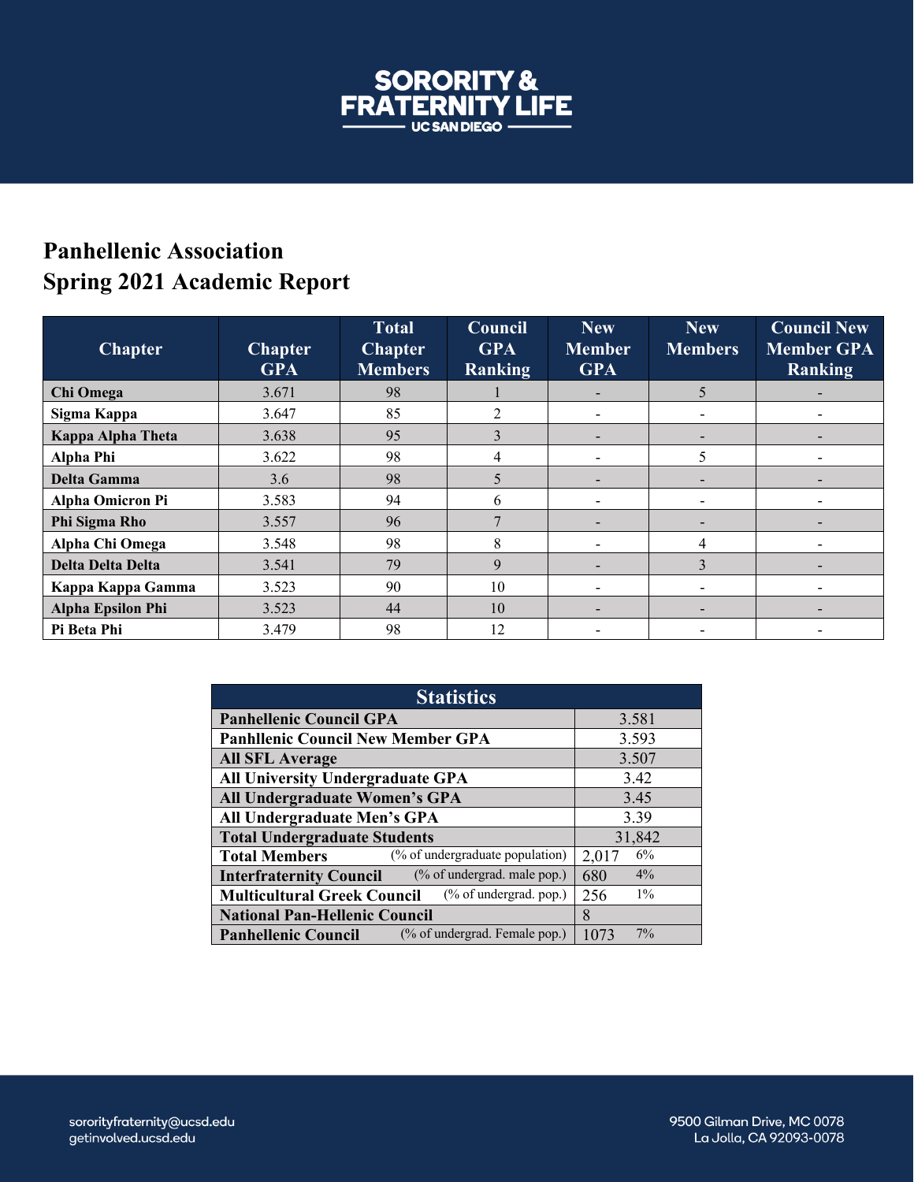# SORORITY & FRATERNITY LIFE

UC SAN DIEGO

## Panhellenic Association
## Spring 2021 Academic Report

| Chapter | Chapter GPA | Total Chapter Members | Council GPA Ranking | New Member GPA | New Members | Council New Member GPA Ranking |
|---|---|---|---|---|---|---|
| **Chi Omega** | 3.671 | 98 | 1 | - | 5 | - |
| **Sigma Kappa** | 3.647 | 85 | 2 | - | - | - |
| **Kappa Alpha Theta** | 3.638 | 95 | 3 | - | - | - |
| **Alpha Phi** | 3.622 | 98 | 4 | - | 5 | - |
| **Delta Gamma** | 3.6 | 98 | 5 | - | - | - |
| **Alpha Omicron Pi** | 3.583 | 94 | 6 | - | - | - |
| **Phi Sigma Rho** | 3.557 | 96 | 7 | - | - | - |
| **Alpha Chi Omega** | 3.548 | 98 | 8 | - | 4 | - |
| **Delta Delta Delta** | 3.541 | 79 | 9 | - | 3 | - |
| **Kappa Kappa Gamma** | 3.523 | 90 | 10 | - | - | - |
| **Alpha Epsilon Phi** | 3.523 | 44 | 10 | - | - | - |
| **Pi Beta Phi** | 3.479 | 98 | 12 | - | - | - |

| Statistics | | |
|---|---|---|
| **Panhellenic Council GPA** | 3.581 | |
| **Panhllenic Council New Member GPA** | 3.593 | |
| **All SFL Average** | 3.507 | |
| **All University Undergraduate GPA** | 3.42 | |
| **All Undergraduate Women's GPA** | 3.45 | |
| **All Undergraduate Men's GPA** | 3.39 | |
| **Total Undergraduate Students** | 31,842 | |
| **Total Members** (% of undergraduate population) | 2,017 | 6% |
| **Interfraternity Council** (% of undergrad. male pop.) | 680 | 4% |
| **Multicultural Greek Council** (% of undergrad. pop.) | 256 | 1% |
| **National Pan-Hellenic Council** | 8 | |
| **Panhellenic Council** (% of undergrad. Female pop.) | 1073 | 7% |

sororityfraternity@ucsd.edu
getinvolved.ucsd.edu

9500 Gilman Drive, MC 0078
La Jolla, CA 92093-0078